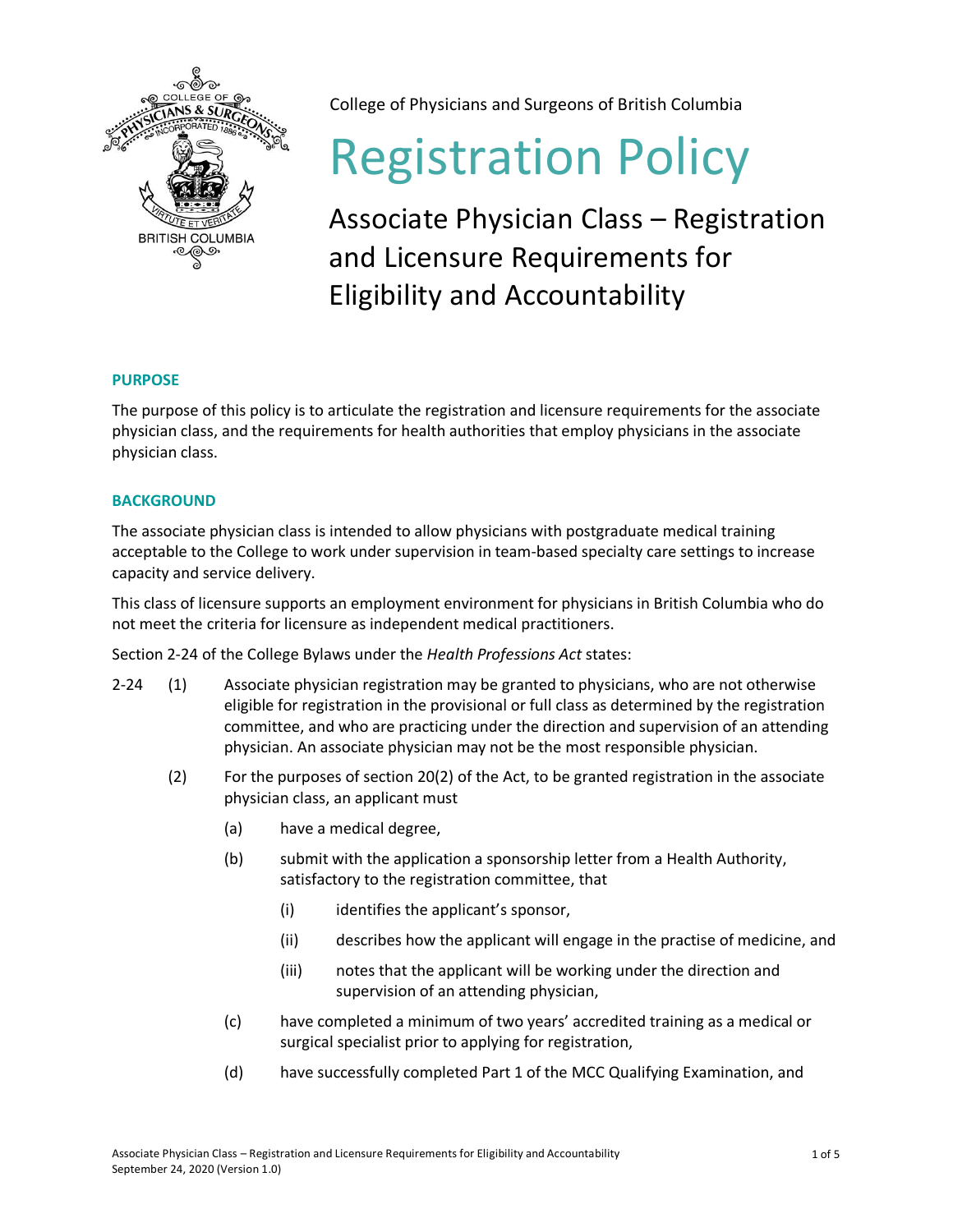College of Physicians and Surgeons of British Columbia

# Registration Policy

## Associate Physician Class – Registration and Licensure Requirements for Eligibility and Accountability

### PURPOSE

The purpose of this policy is to articulate the registration and licensure requirements for the associate physician class, and the requirements for health authorities that employ physicians in the associate physician class.

### BACKGROUND

The associate physician class is intended to allow physicians with postgraduate medical training acceptable to the College to work under supervision in team-based specialty care settings to increase capacity and service delivery.

This class of licensure supports an employment environment for physicians in British Columbia who do not meet the criteria for licensure as independent medical practitioners.

Section 2-24 of the College Bylaws under the *Health Professions Act* states:

2-24 (1) Associate physician registration may be granted to physicians, who are not otherwise eligible for registration in the provisional or full class as determined by the registration committee, and who are practicing under the direction and supervision of an attending physician. An associate physician may not be the most responsible physician.

(2) For the purposes of section 20(2) of the Act, to be granted registration in the associate physician class, an applicant must

- (a) have a medical degree,
- (b) submit with the application a sponsorship letter from a Health Authority, satisfactory to the registration committee, that
  - (i) identifies the applicant's sponsor,
  - (ii) describes how the applicant will engage in the practise of medicine, and
  - (iii) notes that the applicant will be working under the direction and supervision of an attending physician,
- (c) have completed a minimum of two years' accredited training as a medical or surgical specialist prior to applying for registration,
- (d) have successfully completed Part 1 of the MCC Qualifying Examination, and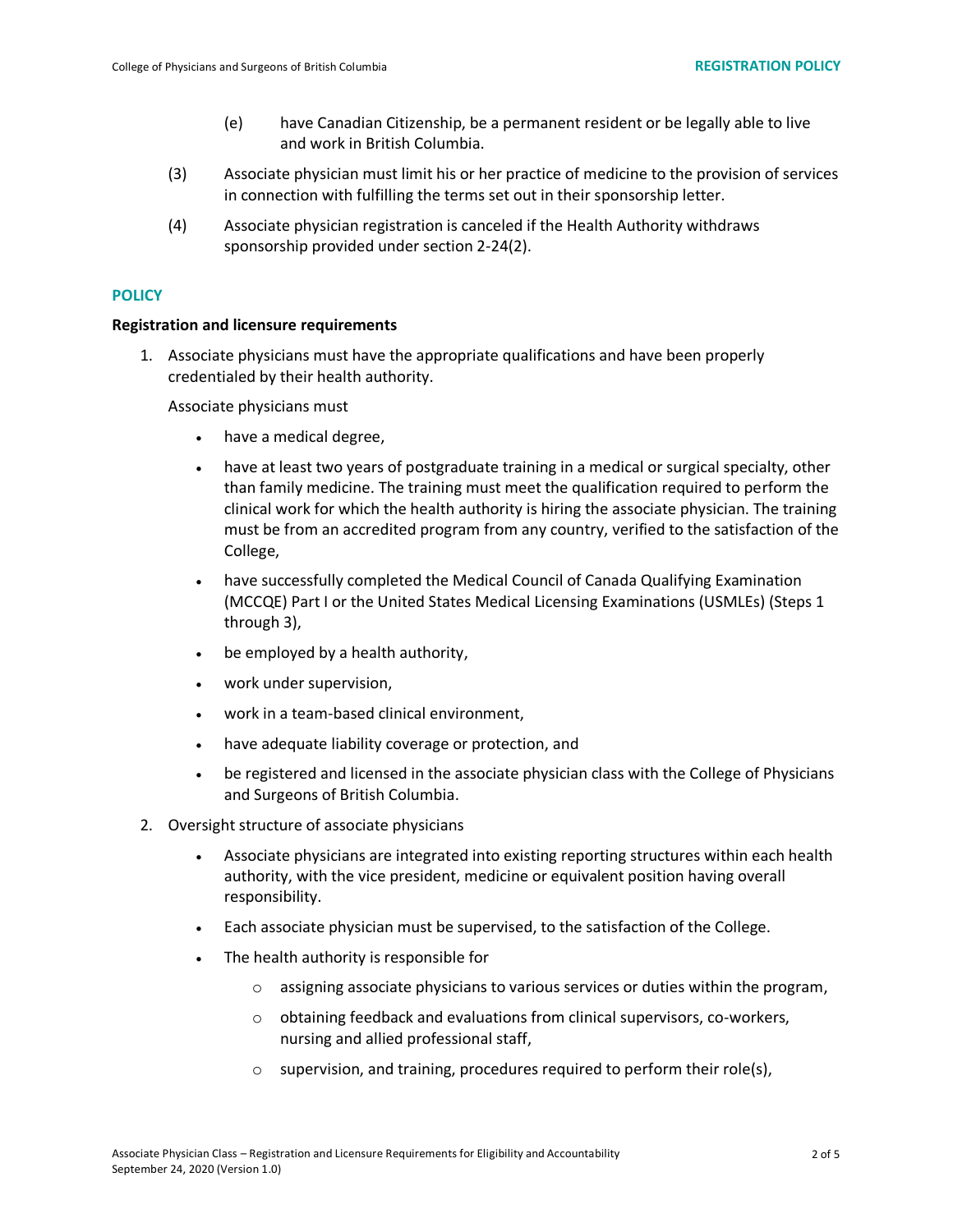(e) have Canadian Citizenship, be a permanent resident or be legally able to live and work in British Columbia.

(3) Associate physician must limit his or her practice of medicine to the provision of services in connection with fulfilling the terms set out in their sponsorship letter.

(4) Associate physician registration is canceled if the Health Authority withdraws sponsorship provided under section 2-24(2).

## POLICY

**Registration and licensure requirements**

1. Associate physicians must have the appropriate qualifications and have been properly credentialed by their health authority.

   Associate physicians must

   - have a medical degree,
   - have at least two years of postgraduate training in a medical or surgical specialty, other than family medicine. The training must meet the qualification required to perform the clinical work for which the health authority is hiring the associate physician. The training must be from an accredited program from any country, verified to the satisfaction of the College,
   - have successfully completed the Medical Council of Canada Qualifying Examination (MCCQE) Part I or the United States Medical Licensing Examinations (USMLEs) (Steps 1 through 3),
   - be employed by a health authority,
   - work under supervision,
   - work in a team-based clinical environment,
   - have adequate liability coverage or protection, and
   - be registered and licensed in the associate physician class with the College of Physicians and Surgeons of British Columbia.

2. Oversight structure of associate physicians

   - Associate physicians are integrated into existing reporting structures within each health authority, with the vice president, medicine or equivalent position having overall responsibility.
   - Each associate physician must be supervised, to the satisfaction of the College.
   - The health authority is responsible for
     - assigning associate physicians to various services or duties within the program,
     - obtaining feedback and evaluations from clinical supervisors, co-workers, nursing and allied professional staff,
     - supervision, and training, procedures required to perform their role(s),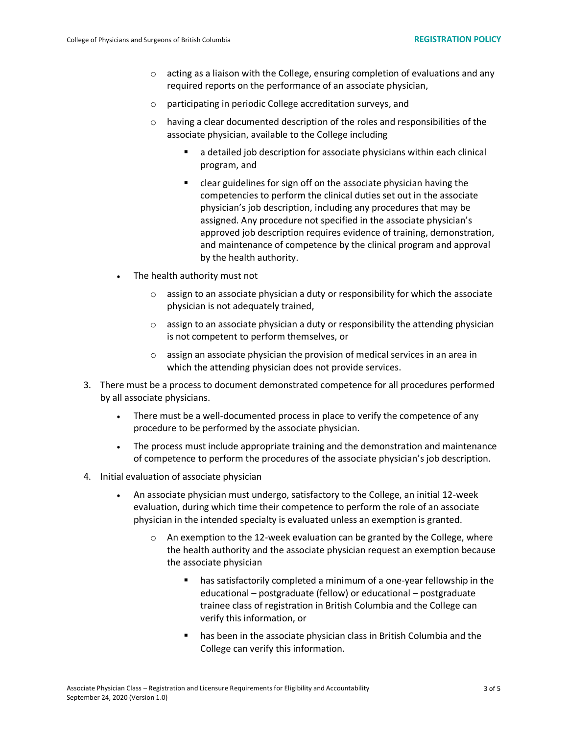- acting as a liaison with the College, ensuring completion of evaluations and any required reports on the performance of an associate physician,
  - participating in periodic College accreditation surveys, and
  - having a clear documented description of the roles and responsibilities of the associate physician, available to the College including
    - a detailed job description for associate physicians within each clinical program, and
    - clear guidelines for sign off on the associate physician having the competencies to perform the clinical duties set out in the associate physician's job description, including any procedures that may be assigned. Any procedure not specified in the associate physician's approved job description requires evidence of training, demonstration, and maintenance of competence by the clinical program and approval by the health authority.
- The health authority must not
  - assign to an associate physician a duty or responsibility for which the associate physician is not adequately trained,
  - assign to an associate physician a duty or responsibility the attending physician is not competent to perform themselves, or
  - assign an associate physician the provision of medical services in an area in which the attending physician does not provide services.

3. There must be a process to document demonstrated competence for all procedures performed by all associate physicians.
   - There must be a well-documented process in place to verify the competence of any procedure to be performed by the associate physician.
   - The process must include appropriate training and the demonstration and maintenance of competence to perform the procedures of the associate physician's job description.
4. Initial evaluation of associate physician
   - An associate physician must undergo, satisfactory to the College, an initial 12-week evaluation, during which time their competence to perform the role of an associate physician in the intended specialty is evaluated unless an exemption is granted.
     - An exemption to the 12-week evaluation can be granted by the College, where the health authority and the associate physician request an exemption because the associate physician
       - has satisfactorily completed a minimum of a one-year fellowship in the educational – postgraduate (fellow) or educational – postgraduate trainee class of registration in British Columbia and the College can verify this information, or
       - has been in the associate physician class in British Columbia and the College can verify this information.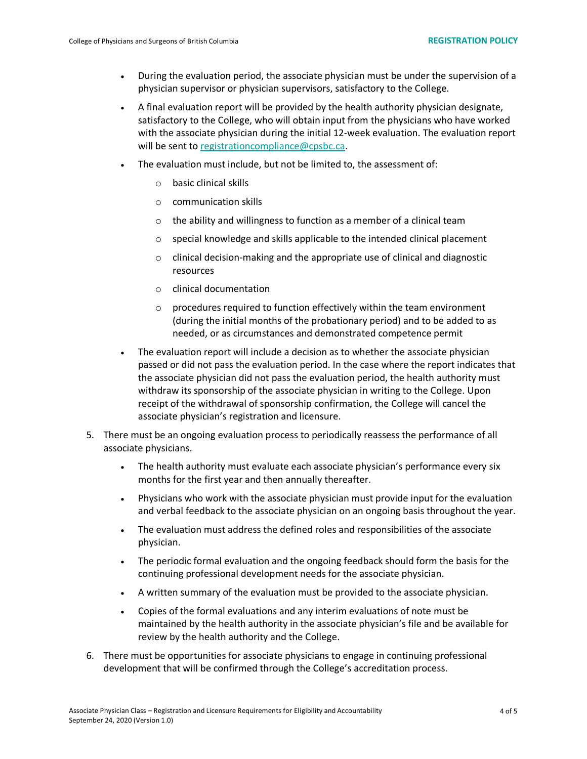- During the evaluation period, the associate physician must be under the supervision of a physician supervisor or physician supervisors, satisfactory to the College.
- A final evaluation report will be provided by the health authority physician designate, satisfactory to the College, who will obtain input from the physicians who have worked with the associate physician during the initial 12-week evaluation. The evaluation report will be sent to registrationcompliance@cpsbc.ca.
- The evaluation must include, but not be limited to, the assessment of:
  - basic clinical skills
  - communication skills
  - the ability and willingness to function as a member of a clinical team
  - special knowledge and skills applicable to the intended clinical placement
  - clinical decision-making and the appropriate use of clinical and diagnostic resources
  - clinical documentation
  - procedures required to function effectively within the team environment (during the initial months of the probationary period) and to be added to as needed, or as circumstances and demonstrated competence permit
- The evaluation report will include a decision as to whether the associate physician passed or did not pass the evaluation period. In the case where the report indicates that the associate physician did not pass the evaluation period, the health authority must withdraw its sponsorship of the associate physician in writing to the College. Upon receipt of the withdrawal of sponsorship confirmation, the College will cancel the associate physician's registration and licensure.

5. There must be an ongoing evaluation process to periodically reassess the performance of all associate physicians.
   - The health authority must evaluate each associate physician's performance every six months for the first year and then annually thereafter.
   - Physicians who work with the associate physician must provide input for the evaluation and verbal feedback to the associate physician on an ongoing basis throughout the year.
   - The evaluation must address the defined roles and responsibilities of the associate physician.
   - The periodic formal evaluation and the ongoing feedback should form the basis for the continuing professional development needs for the associate physician.
   - A written summary of the evaluation must be provided to the associate physician.
   - Copies of the formal evaluations and any interim evaluations of note must be maintained by the health authority in the associate physician's file and be available for review by the health authority and the College.
6. There must be opportunities for associate physicians to engage in continuing professional development that will be confirmed through the College's accreditation process.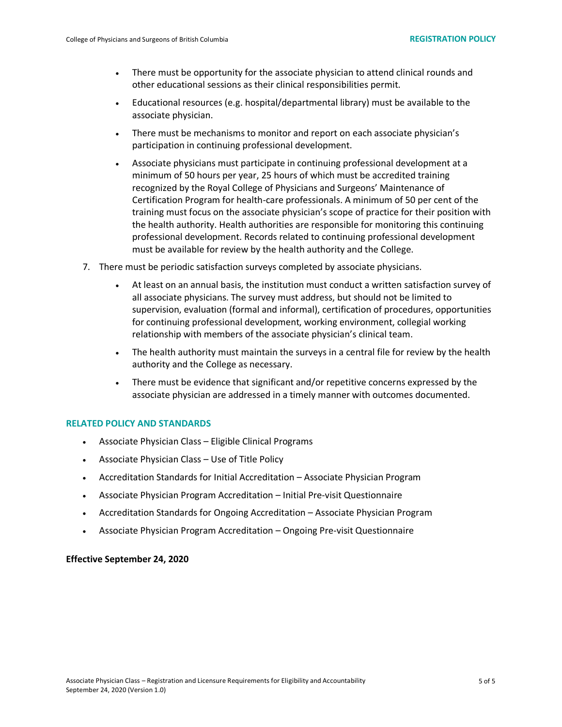- There must be opportunity for the associate physician to attend clinical rounds and other educational sessions as their clinical responsibilities permit.
- Educational resources (e.g. hospital/departmental library) must be available to the associate physician.
- There must be mechanisms to monitor and report on each associate physician's participation in continuing professional development.
- Associate physicians must participate in continuing professional development at a minimum of 50 hours per year, 25 hours of which must be accredited training recognized by the Royal College of Physicians and Surgeons' Maintenance of Certification Program for health-care professionals. A minimum of 50 per cent of the training must focus on the associate physician's scope of practice for their position with the health authority. Health authorities are responsible for monitoring this continuing professional development. Records related to continuing professional development must be available for review by the health authority and the College.

7. There must be periodic satisfaction surveys completed by associate physicians.
   - At least on an annual basis, the institution must conduct a written satisfaction survey of all associate physicians. The survey must address, but should not be limited to supervision, evaluation (formal and informal), certification of procedures, opportunities for continuing professional development, working environment, collegial working relationship with members of the associate physician's clinical team.
   - The health authority must maintain the surveys in a central file for review by the health authority and the College as necessary.
   - There must be evidence that significant and/or repetitive concerns expressed by the associate physician are addressed in a timely manner with outcomes documented.

## RELATED POLICY AND STANDARDS

- Associate Physician Class – Eligible Clinical Programs
- Associate Physician Class – Use of Title Policy
- Accreditation Standards for Initial Accreditation – Associate Physician Program
- Associate Physician Program Accreditation – Initial Pre-visit Questionnaire
- Accreditation Standards for Ongoing Accreditation – Associate Physician Program
- Associate Physician Program Accreditation – Ongoing Pre-visit Questionnaire

**Effective September 24, 2020**